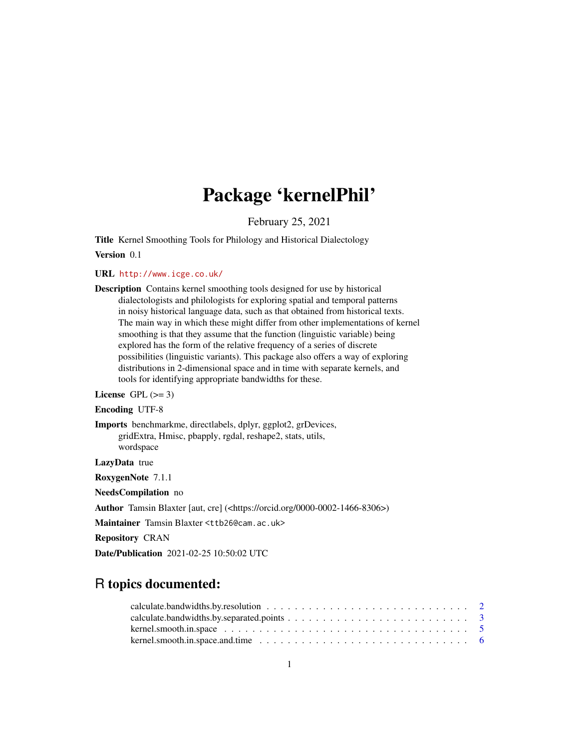# Package 'kernelPhil'

February 25, 2021

**Title** Kernel Smoothing Tools for Philology and Historical Dialectology

**Version** 0.1

**URL** http://www.icge.co.uk/

**Description** Contains kernel smoothing tools designed for use by historical dialectologists and philologists for exploring spatial and temporal patterns in noisy historical language data, such as that obtained from historical texts. The main way in which these might differ from other implementations of kernel smoothing is that they assume that the function (linguistic variable) being explored has the form of the relative frequency of a series of discrete possibilities (linguistic variants). This package also offers a way of exploring distributions in 2-dimensional space and in time with separate kernels, and tools for identifying appropriate bandwidths for these.

**License** GPL (>= 3)

**Encoding** UTF-8

**Imports** benchmarkme, directlabels, dplyr, ggplot2, grDevices, gridExtra, Hmisc, pbapply, rgdal, reshape2, stats, utils, wordspace

**LazyData** true

**RoxygenNote** 7.1.1

**NeedsCompilation** no

**Author** Tamsin Blaxter [aut, cre] (<https://orcid.org/0000-0002-1466-8306>)

**Maintainer** Tamsin Blaxter <ttb26@cam.ac.uk>

**Repository** CRAN

**Date/Publication** 2021-02-25 10:50:02 UTC

## R topics documented:

calculate.bandwidths.by.resolution . . . . . . . . . . . . . . . . . . . . . . . . . . . . 2
calculate.bandwidths.by.separated.points . . . . . . . . . . . . . . . . . . . . . . . . . 3
kernel.smooth.in.space . . . . . . . . . . . . . . . . . . . . . . . . . . . . . . . . . . 5
kernel.smooth.in.space.and.time . . . . . . . . . . . . . . . . . . . . . . . . . . . . . 6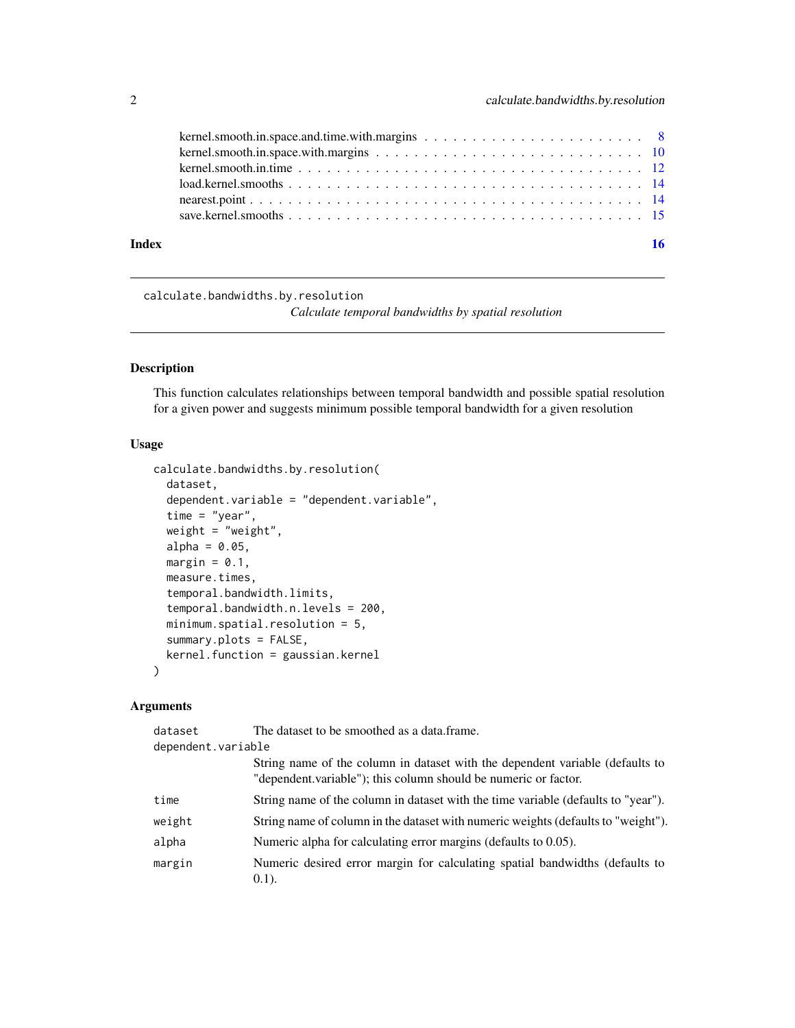kernel.smooth.in.space.and.time.with.margins . . . . . . . . . . . . . . . . . . . . . . 8
kernel.smooth.in.space.with.margins . . . . . . . . . . . . . . . . . . . . . . . . . . 10
kernel.smooth.in.time . . . . . . . . . . . . . . . . . . . . . . . . . . . . . . . . . . 12
load.kernel.smooths . . . . . . . . . . . . . . . . . . . . . . . . . . . . . . . . . . 14
nearest.point . . . . . . . . . . . . . . . . . . . . . . . . . . . . . . . . . . . . . . 14
save.kernel.smooths . . . . . . . . . . . . . . . . . . . . . . . . . . . . . . . . . . 15

**Index** **16**

---

## calculate.bandwidths.by.resolution

*Calculate temporal bandwidths by spatial resolution*

### Description

This function calculates relationships between temporal bandwidth and possible spatial resolution for a given power and suggests minimum possible temporal bandwidth for a given resolution

### Usage

```
calculate.bandwidths.by.resolution(
  dataset,
  dependent.variable = "dependent.variable",
  time = "year",
  weight = "weight",
  alpha = 0.05,
  margin = 0.1,
  measure.times,
  temporal.bandwidth.limits,
  temporal.bandwidth.n.levels = 200,
  minimum.spatial.resolution = 5,
  summary.plots = FALSE,
  kernel.function = gaussian.kernel
)
```

### Arguments

| | |
|---|---|
| `dataset` | The dataset to be smoothed as a data.frame. |
| `dependent.variable` | String name of the column in dataset with the dependent variable (defaults to "dependent.variable"); this column should be numeric or factor. |
| `time` | String name of the column in dataset with the time variable (defaults to "year"). |
| `weight` | String name of column in the dataset with numeric weights (defaults to "weight"). |
| `alpha` | Numeric alpha for calculating error margins (defaults to 0.05). |
| `margin` | Numeric desired error margin for calculating spatial bandwidths (defaults to 0.1). |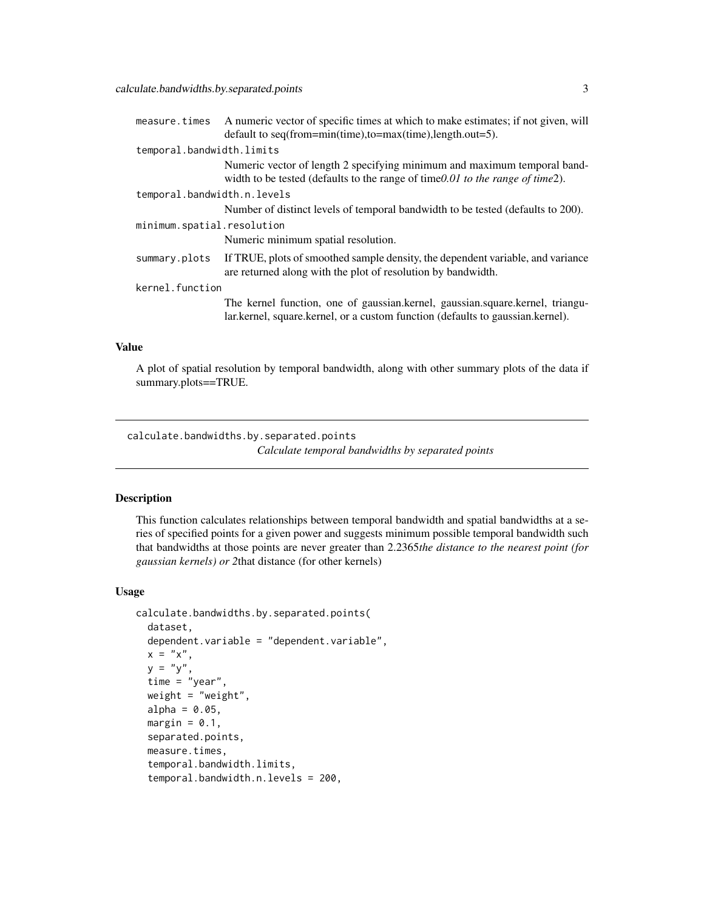| | |
|---|---|
| `measure.times` | A numeric vector of specific times at which to make estimates; if not given, will default to seq(from=min(time),to=max(time),length.out=5). |
| `temporal.bandwidth.limits` | Numeric vector of length 2 specifying minimum and maximum temporal bandwidth to be tested (defaults to the range of time*0.01 to the range of time*2). |
| `temporal.bandwidth.n.levels` | Number of distinct levels of temporal bandwidth to be tested (defaults to 200). |
| `minimum.spatial.resolution` | Numeric minimum spatial resolution. |
| `summary.plots` | If TRUE, plots of smoothed sample density, the dependent variable, and variance are returned along with the plot of resolution by bandwidth. |
| `kernel.function` | The kernel function, one of gaussian.kernel, gaussian.square.kernel, triangular.kernel, square.kernel, or a custom function (defaults to gaussian.kernel). |

### Value

A plot of spatial resolution by temporal bandwidth, along with other summary plots of the data if summary.plots==TRUE.

---

## calculate.bandwidths.by.separated.points

*Calculate temporal bandwidths by separated points*

### Description

This function calculates relationships between temporal bandwidth and spatial bandwidths at a series of specified points for a given power and suggests minimum possible temporal bandwidth such that bandwidths at those points are never greater than 2.2365*the distance to the nearest point (for gaussian kernels) or 2*that distance (for other kernels)

### Usage

```
calculate.bandwidths.by.separated.points(
  dataset,
  dependent.variable = "dependent.variable",
  x = "x",
  y = "y",
  time = "year",
  weight = "weight",
  alpha = 0.05,
  margin = 0.1,
  separated.points,
  measure.times,
  temporal.bandwidth.limits,
  temporal.bandwidth.n.levels = 200,
```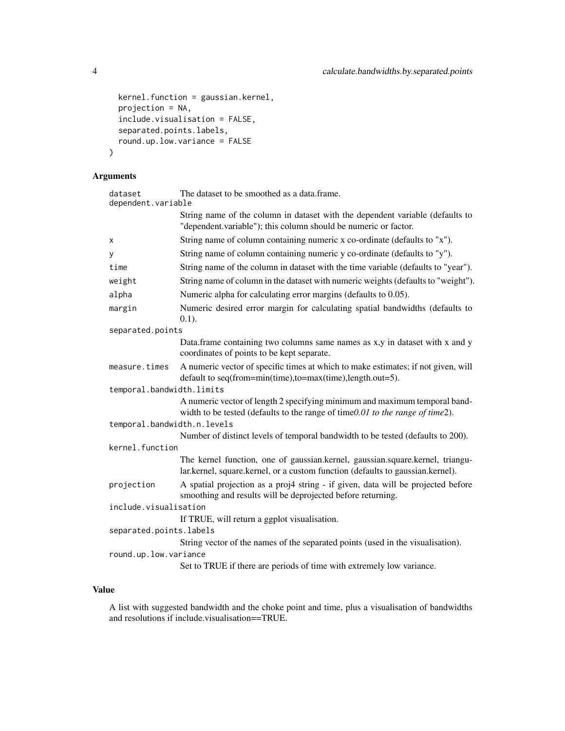```
  kernel.function = gaussian.kernel,
  projection = NA,
  include.visualisation = FALSE,
  separated.points.labels,
  round.up.low.variance = FALSE
)
```

## Arguments

| | |
|---|---|
| dataset | The dataset to be smoothed as a data.frame. |
| dependent.variable | String name of the column in dataset with the dependent variable (defaults to "dependent.variable"); this column should be numeric or factor. |
| x | String name of column containing numeric x co-ordinate (defaults to "x"). |
| y | String name of column containing numeric y co-ordinate (defaults to "y"). |
| time | String name of the column in dataset with the time variable (defaults to "year"). |
| weight | String name of column in the dataset with numeric weights (defaults to "weight"). |
| alpha | Numeric alpha for calculating error margins (defaults to 0.05). |
| margin | Numeric desired error margin for calculating spatial bandwidths (defaults to 0.1). |
| separated.points | Data.frame containing two columns same names as x,y in dataset with x and y coordinates of points to be kept separate. |
| measure.times | A numeric vector of specific times at which to make estimates; if not given, will default to seq(from=min(time),to=max(time),length.out=5). |
| temporal.bandwidth.limits | A numeric vector of length 2 specifying minimum and maximum temporal bandwidth to be tested (defaults to the range of time*0.01 to the range of time*2). |
| temporal.bandwidth.n.levels | Number of distinct levels of temporal bandwidth to be tested (defaults to 200). |
| kernel.function | The kernel function, one of gaussian.kernel, gaussian.square.kernel, triangular.kernel, square.kernel, or a custom function (defaults to gaussian.kernel). |
| projection | A spatial projection as a proj4 string - if given, data will be projected before smoothing and results will be deprojected before returning. |
| include.visualisation | If TRUE, will return a ggplot visualisation. |
| separated.points.labels | String vector of the names of the separated points (used in the visualisation). |
| round.up.low.variance | Set to TRUE if there are periods of time with extremely low variance. |

## Value

A list with suggested bandwidth and the choke point and time, plus a visualisation of bandwidths and resolutions if include.visualisation==TRUE.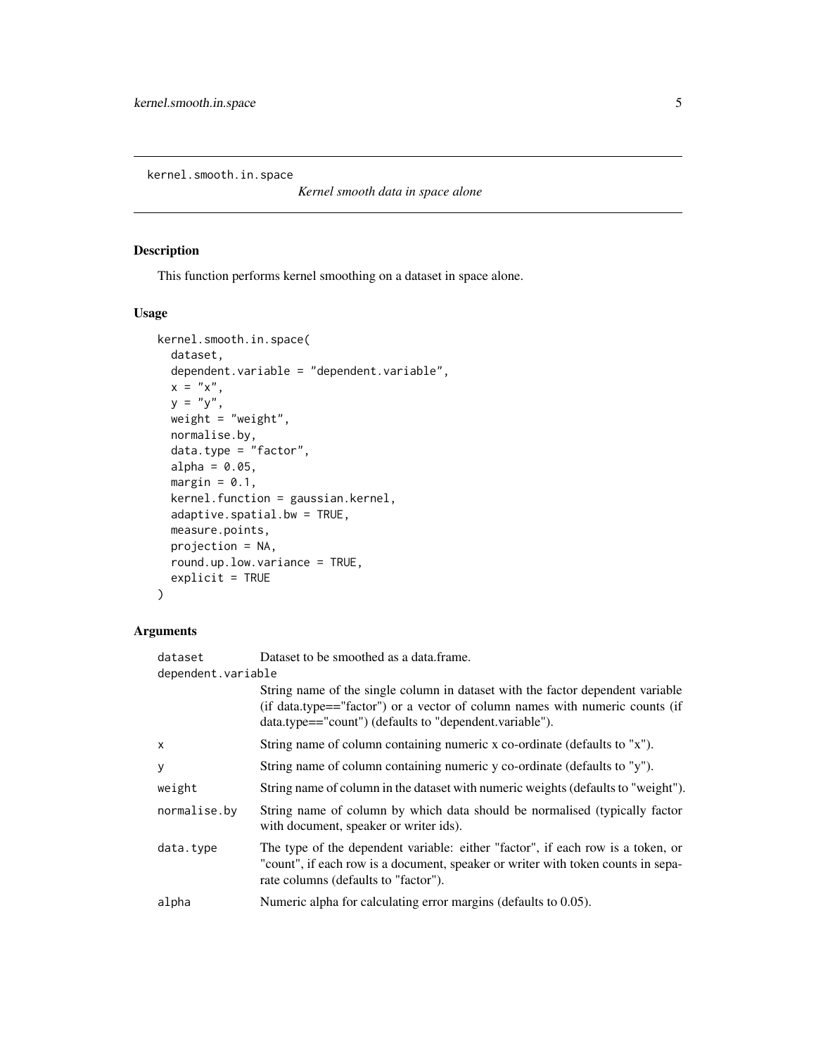kernel.smooth.in.space    *Kernel smooth data in space alone*

## Description

This function performs kernel smoothing on a dataset in space alone.

## Usage

```
kernel.smooth.in.space(
  dataset,
  dependent.variable = "dependent.variable",
  x = "x",
  y = "y",
  weight = "weight",
  normalise.by,
  data.type = "factor",
  alpha = 0.05,
  margin = 0.1,
  kernel.function = gaussian.kernel,
  adaptive.spatial.bw = TRUE,
  measure.points,
  projection = NA,
  round.up.low.variance = TRUE,
  explicit = TRUE
)
```

## Arguments

| | |
|---|---|
| `dataset` | Dataset to be smoothed as a data.frame. |
| `dependent.variable` | String name of the single column in dataset with the factor dependent variable (if data.type=="factor") or a vector of column names with numeric counts (if data.type=="count") (defaults to "dependent.variable"). |
| `x` | String name of column containing numeric x co-ordinate (defaults to "x"). |
| `y` | String name of column containing numeric y co-ordinate (defaults to "y"). |
| `weight` | String name of column in the dataset with numeric weights (defaults to "weight"). |
| `normalise.by` | String name of column by which data should be normalised (typically factor with document, speaker or writer ids). |
| `data.type` | The type of the dependent variable: either "factor", if each row is a token, or "count", if each row is a document, speaker or writer with token counts in separate columns (defaults to "factor"). |
| `alpha` | Numeric alpha for calculating error margins (defaults to 0.05). |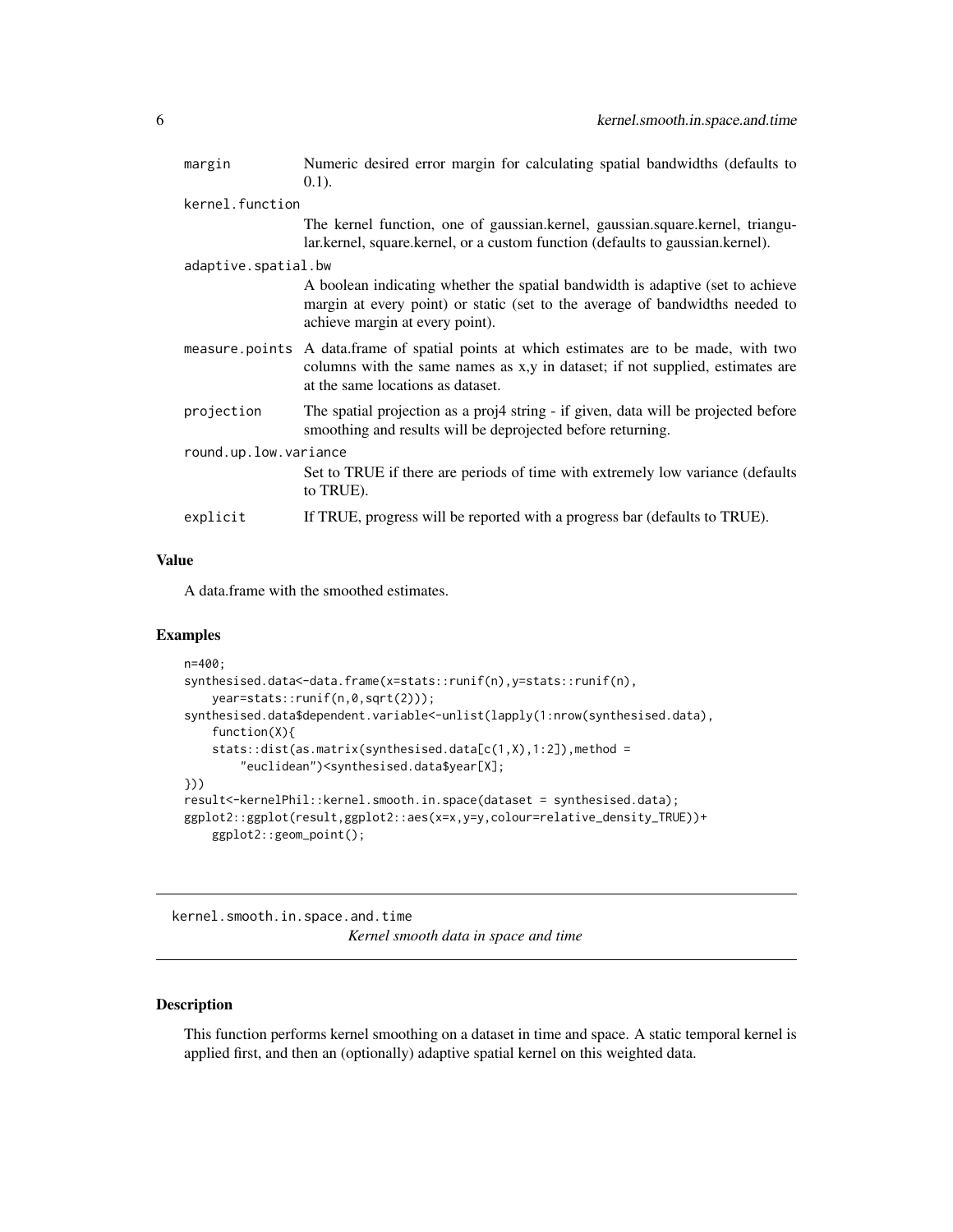| | |
|---|---|
| margin | Numeric desired error margin for calculating spatial bandwidths (defaults to 0.1). |
| kernel.function | The kernel function, one of gaussian.kernel, gaussian.square.kernel, triangular.kernel, square.kernel, or a custom function (defaults to gaussian.kernel). |
| adaptive.spatial.bw | A boolean indicating whether the spatial bandwidth is adaptive (set to achieve margin at every point) or static (set to the average of bandwidths needed to achieve margin at every point). |
| measure.points | A data.frame of spatial points at which estimates are to be made, with two columns with the same names as x,y in dataset; if not supplied, estimates are at the same locations as dataset. |
| projection | The spatial projection as a proj4 string - if given, data will be projected before smoothing and results will be deprojected before returning. |
| round.up.low.variance | Set to TRUE if there are periods of time with extremely low variance (defaults to TRUE). |
| explicit | If TRUE, progress will be reported with a progress bar (defaults to TRUE). |

### Value

A data.frame with the smoothed estimates.

### Examples

```
n=400;
synthesised.data<-data.frame(x=stats::runif(n),y=stats::runif(n),
    year=stats::runif(n,0,sqrt(2)));
synthesised.data$dependent.variable<-unlist(lapply(1:nrow(synthesised.data),
    function(X){
    stats::dist(as.matrix(synthesised.data[c(1,X),1:2]),method =
        "euclidean")<synthesised.data$year[X];
}))
result<-kernelPhil::kernel.smooth.in.space(dataset = synthesised.data);
ggplot2::ggplot(result,ggplot2::aes(x=x,y=y,colour=relative_density_TRUE))+
    ggplot2::geom_point();
```

---

## kernel.smooth.in.space.and.time

*Kernel smooth data in space and time*

### Description

This function performs kernel smoothing on a dataset in time and space. A static temporal kernel is applied first, and then an (optionally) adaptive spatial kernel on this weighted data.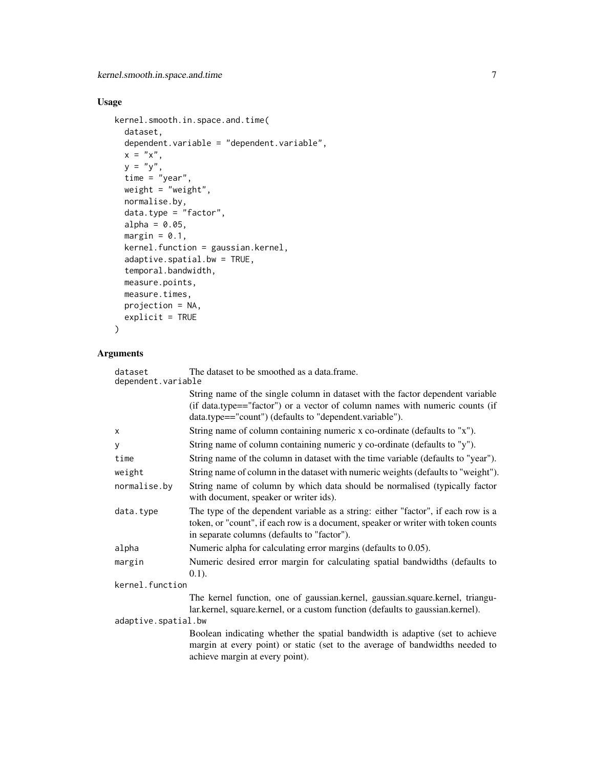## Usage

```
kernel.smooth.in.space.and.time(
  dataset,
  dependent.variable = "dependent.variable",
  x = "x",
  y = "y",
  time = "year",
  weight = "weight",
  normalise.by,
  data.type = "factor",
  alpha = 0.05,
  margin = 0.1,
  kernel.function = gaussian.kernel,
  adaptive.spatial.bw = TRUE,
  temporal.bandwidth,
  measure.points,
  measure.times,
  projection = NA,
  explicit = TRUE
)
```

## Arguments

| Argument | Description |
|---|---|
| `dataset` | The dataset to be smoothed as a data.frame. |
| `dependent.variable` | String name of the single column in dataset with the factor dependent variable (if data.type=="factor") or a vector of column names with numeric counts (if data.type=="count") (defaults to "dependent.variable"). |
| `x` | String name of column containing numeric x co-ordinate (defaults to "x"). |
| `y` | String name of column containing numeric y co-ordinate (defaults to "y"). |
| `time` | String name of the column in dataset with the time variable (defaults to "year"). |
| `weight` | String name of column in the dataset with numeric weights (defaults to "weight"). |
| `normalise.by` | String name of column by which data should be normalised (typically factor with document, speaker or writer ids). |
| `data.type` | The type of the dependent variable as a string: either "factor", if each row is a token, or "count", if each row is a document, speaker or writer with token counts in separate columns (defaults to "factor"). |
| `alpha` | Numeric alpha for calculating error margins (defaults to 0.05). |
| `margin` | Numeric desired error margin for calculating spatial bandwidths (defaults to 0.1). |
| `kernel.function` | The kernel function, one of gaussian.kernel, gaussian.square.kernel, triangular.kernel, square.kernel, or a custom function (defaults to gaussian.kernel). |
| `adaptive.spatial.bw` | Boolean indicating whether the spatial bandwidth is adaptive (set to achieve margin at every point) or static (set to the average of bandwidths needed to achieve margin at every point). |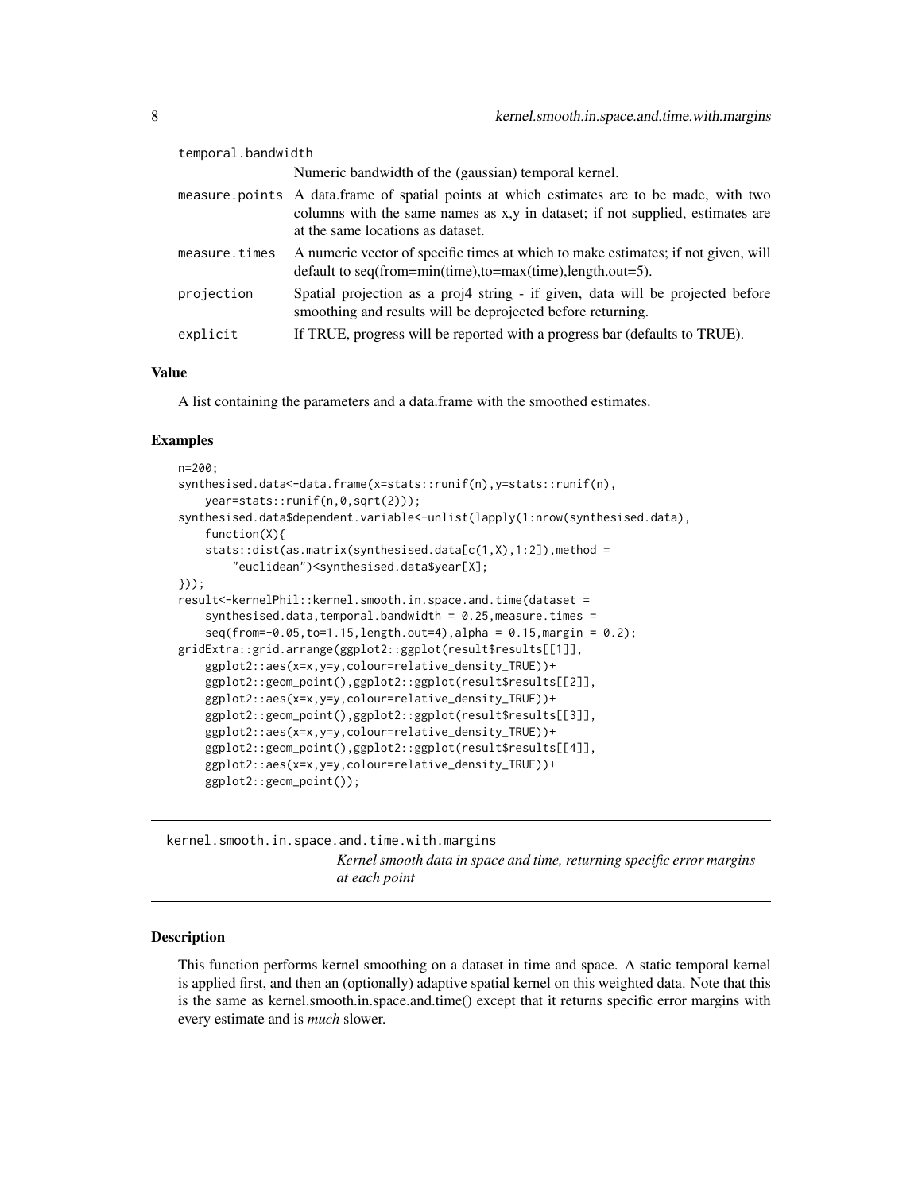temporal.bandwidth
: Numeric bandwidth of the (gaussian) temporal kernel.

measure.points
: A data.frame of spatial points at which estimates are to be made, with two columns with the same names as x,y in dataset; if not supplied, estimates are at the same locations as dataset.

measure.times
: A numeric vector of specific times at which to make estimates; if not given, will default to seq(from=min(time),to=max(time),length.out=5).

projection
: Spatial projection as a proj4 string - if given, data will be projected before smoothing and results will be deprojected before returning.

explicit
: If TRUE, progress will be reported with a progress bar (defaults to TRUE).

### Value

A list containing the parameters and a data.frame with the smoothed estimates.

### Examples

```
n=200;
synthesised.data<-data.frame(x=stats::runif(n),y=stats::runif(n),
    year=stats::runif(n,0,sqrt(2)));
synthesised.data$dependent.variable<-unlist(lapply(1:nrow(synthesised.data),
    function(X){
    stats::dist(as.matrix(synthesised.data[c(1,X),1:2]),method =
        "euclidean")<synthesised.data$year[X];
}));
result<-kernelPhil::kernel.smooth.in.space.and.time(dataset =
    synthesised.data,temporal.bandwidth = 0.25,measure.times =
    seq(from=-0.05,to=1.15,length.out=4),alpha = 0.15,margin = 0.2);
gridExtra::grid.arrange(ggplot2::ggplot(result$results[[1]],
    ggplot2::aes(x=x,y=y,colour=relative_density_TRUE))+
    ggplot2::geom_point(),ggplot2::ggplot(result$results[[2]],
    ggplot2::aes(x=x,y=y,colour=relative_density_TRUE))+
    ggplot2::geom_point(),ggplot2::ggplot(result$results[[3]],
    ggplot2::aes(x=x,y=y,colour=relative_density_TRUE))+
    ggplot2::geom_point(),ggplot2::ggplot(result$results[[4]],
    ggplot2::aes(x=x,y=y,colour=relative_density_TRUE))+
    ggplot2::geom_point());
```

---

## kernel.smooth.in.space.and.time.with.margins

*Kernel smooth data in space and time, returning specific error margins at each point*

---

### Description

This function performs kernel smoothing on a dataset in time and space. A static temporal kernel is applied first, and then an (optionally) adaptive spatial kernel on this weighted data. Note that this is the same as kernel.smooth.in.space.and.time() except that it returns specific error margins with every estimate and is *much* slower.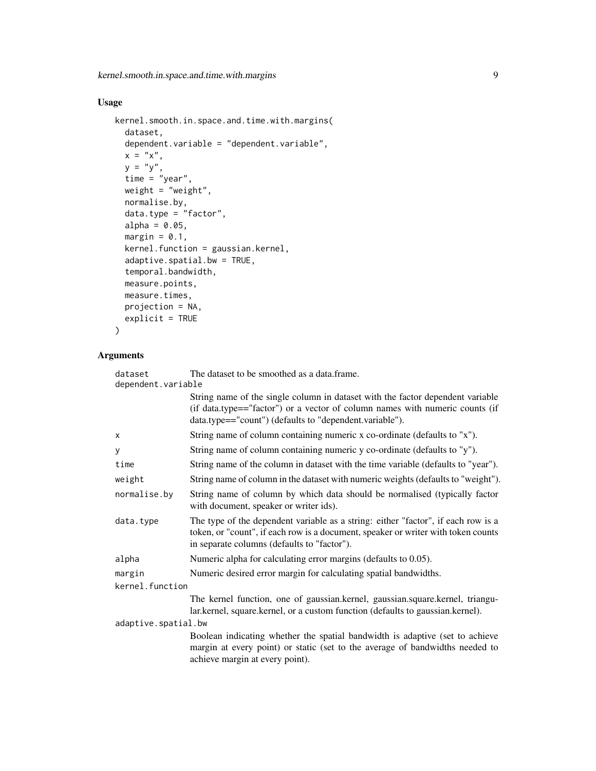## Usage

```
kernel.smooth.in.space.and.time.with.margins(
  dataset,
  dependent.variable = "dependent.variable",
  x = "x",
  y = "y",
  time = "year",
  weight = "weight",
  normalise.by,
  data.type = "factor",
  alpha = 0.05,
  margin = 0.1,
  kernel.function = gaussian.kernel,
  adaptive.spatial.bw = TRUE,
  temporal.bandwidth,
  measure.points,
  measure.times,
  projection = NA,
  explicit = TRUE
)
```

## Arguments

| Argument | Description |
|---|---|
| `dataset` | The dataset to be smoothed as a data.frame. |
| `dependent.variable` | String name of the single column in dataset with the factor dependent variable (if data.type=="factor") or a vector of column names with numeric counts (if data.type=="count") (defaults to "dependent.variable"). |
| `x` | String name of column containing numeric x co-ordinate (defaults to "x"). |
| `y` | String name of column containing numeric y co-ordinate (defaults to "y"). |
| `time` | String name of the column in dataset with the time variable (defaults to "year"). |
| `weight` | String name of column in the dataset with numeric weights (defaults to "weight"). |
| `normalise.by` | String name of column by which data should be normalised (typically factor with document, speaker or writer ids). |
| `data.type` | The type of the dependent variable as a string: either "factor", if each row is a token, or "count", if each row is a document, speaker or writer with token counts in separate columns (defaults to "factor"). |
| `alpha` | Numeric alpha for calculating error margins (defaults to 0.05). |
| `margin` | Numeric desired error margin for calculating spatial bandwidths. |
| `kernel.function` | The kernel function, one of gaussian.kernel, gaussian.square.kernel, triangular.kernel, square.kernel, or a custom function (defaults to gaussian.kernel). |
| `adaptive.spatial.bw` | Boolean indicating whether the spatial bandwidth is adaptive (set to achieve margin at every point) or static (set to the average of bandwidths needed to achieve margin at every point). |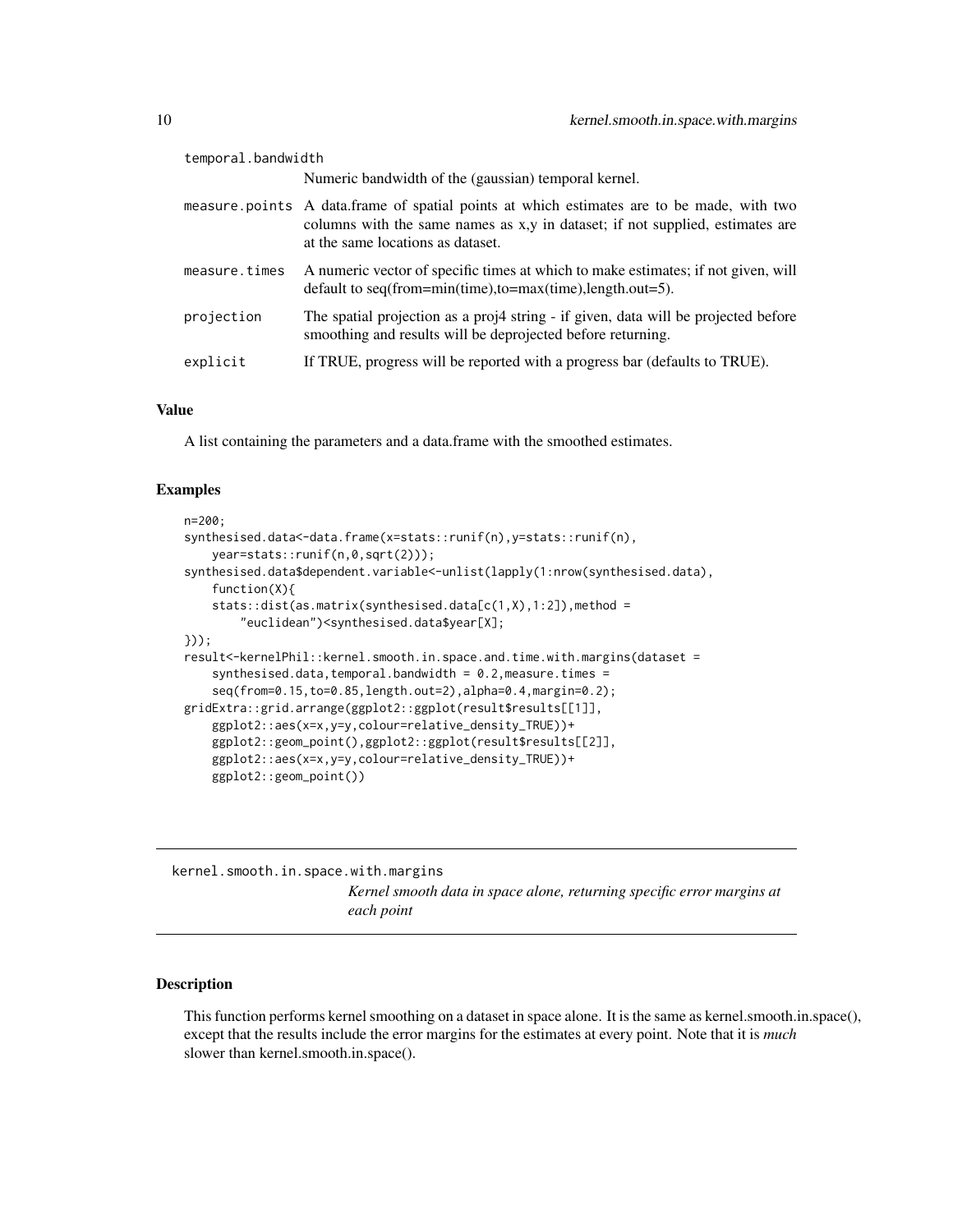temporal.bandwidth
: Numeric bandwidth of the (gaussian) temporal kernel.

measure.points
: A data.frame of spatial points at which estimates are to be made, with two columns with the same names as x,y in dataset; if not supplied, estimates are at the same locations as dataset.

measure.times
: A numeric vector of specific times at which to make estimates; if not given, will default to seq(from=min(time),to=max(time),length.out=5).

projection
: The spatial projection as a proj4 string - if given, data will be projected before smoothing and results will be deprojected before returning.

explicit
: If TRUE, progress will be reported with a progress bar (defaults to TRUE).

### Value

A list containing the parameters and a data.frame with the smoothed estimates.

### Examples

```
n=200;
synthesised.data<-data.frame(x=stats::runif(n),y=stats::runif(n),
    year=stats::runif(n,0,sqrt(2)));
synthesised.data$dependent.variable<-unlist(lapply(1:nrow(synthesised.data),
    function(X){
    stats::dist(as.matrix(synthesised.data[c(1,X),1:2]),method =
        "euclidean")<synthesised.data$year[X];
}));
result<-kernelPhil::kernel.smooth.in.space.and.time.with.margins(dataset =
    synthesised.data,temporal.bandwidth = 0.2,measure.times =
    seq(from=0.15,to=0.85,length.out=2),alpha=0.4,margin=0.2);
gridExtra::grid.arrange(ggplot2::ggplot(result$results[[1]],
    ggplot2::aes(x=x,y=y,colour=relative_density_TRUE))+
    ggplot2::geom_point(),ggplot2::ggplot(result$results[[2]],
    ggplot2::aes(x=x,y=y,colour=relative_density_TRUE))+
    ggplot2::geom_point())
```

---

## kernel.smooth.in.space.with.margins

*Kernel smooth data in space alone, returning specific error margins at each point*

---

### Description

This function performs kernel smoothing on a dataset in space alone. It is the same as kernel.smooth.in.space(), except that the results include the error margins for the estimates at every point. Note that it is *much* slower than kernel.smooth.in.space().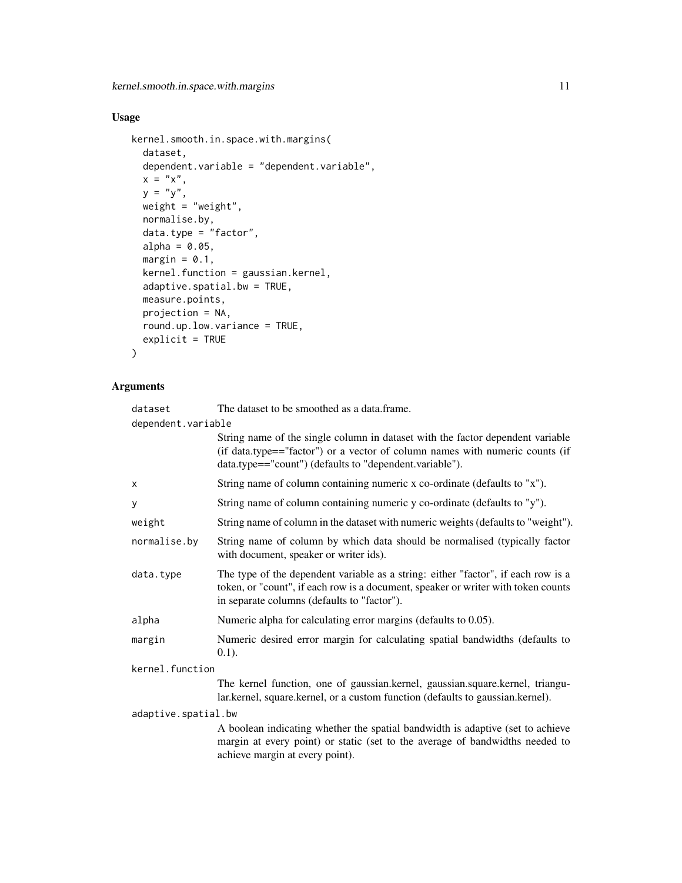## Usage

```
kernel.smooth.in.space.with.margins(
  dataset,
  dependent.variable = "dependent.variable",
  x = "x",
  y = "y",
  weight = "weight",
  normalise.by,
  data.type = "factor",
  alpha = 0.05,
  margin = 0.1,
  kernel.function = gaussian.kernel,
  adaptive.spatial.bw = TRUE,
  measure.points,
  projection = NA,
  round.up.low.variance = TRUE,
  explicit = TRUE
)
```

## Arguments

| | |
|---|---|
| `dataset` | The dataset to be smoothed as a data.frame. |
| `dependent.variable` | String name of the single column in dataset with the factor dependent variable (if data.type=="factor") or a vector of column names with numeric counts (if data.type=="count") (defaults to "dependent.variable"). |
| `x` | String name of column containing numeric x co-ordinate (defaults to "x"). |
| `y` | String name of column containing numeric y co-ordinate (defaults to "y"). |
| `weight` | String name of column in the dataset with numeric weights (defaults to "weight"). |
| `normalise.by` | String name of column by which data should be normalised (typically factor with document, speaker or writer ids). |
| `data.type` | The type of the dependent variable as a string: either "factor", if each row is a token, or "count", if each row is a document, speaker or writer with token counts in separate columns (defaults to "factor"). |
| `alpha` | Numeric alpha for calculating error margins (defaults to 0.05). |
| `margin` | Numeric desired error margin for calculating spatial bandwidths (defaults to 0.1). |
| `kernel.function` | The kernel function, one of gaussian.kernel, gaussian.square.kernel, triangular.kernel, square.kernel, or a custom function (defaults to gaussian.kernel). |
| `adaptive.spatial.bw` | A boolean indicating whether the spatial bandwidth is adaptive (set to achieve margin at every point) or static (set to the average of bandwidths needed to achieve margin at every point). |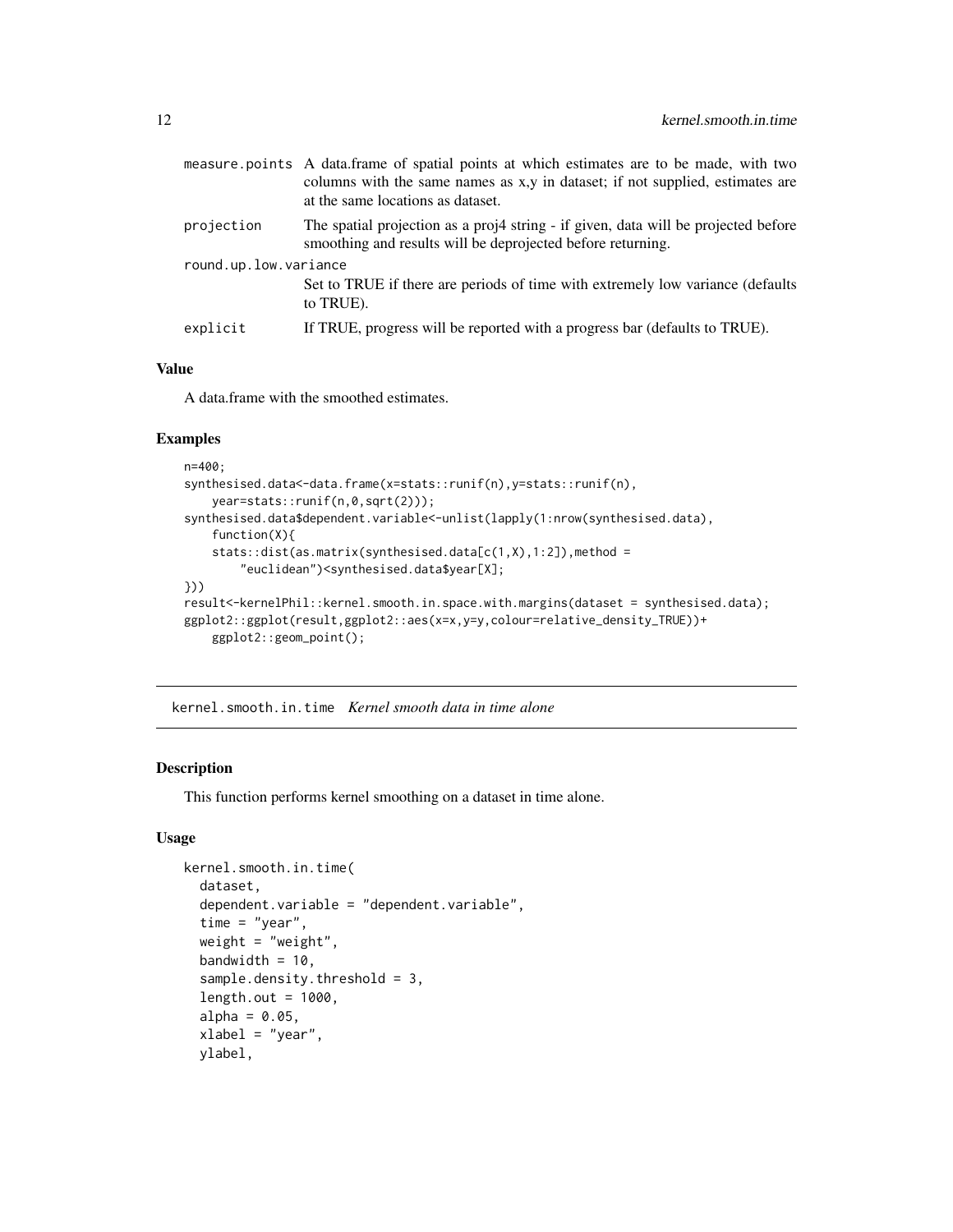| | |
|---|---|
| measure.points | A data.frame of spatial points at which estimates are to be made, with two columns with the same names as x,y in dataset; if not supplied, estimates are at the same locations as dataset. |
| projection | The spatial projection as a proj4 string - if given, data will be projected before smoothing and results will be deprojected before returning. |
| round.up.low.variance | Set to TRUE if there are periods of time with extremely low variance (defaults to TRUE). |
| explicit | If TRUE, progress will be reported with a progress bar (defaults to TRUE). |

### Value

A data.frame with the smoothed estimates.

### Examples

```
n=400;
synthesised.data<-data.frame(x=stats::runif(n),y=stats::runif(n),
    year=stats::runif(n,0,sqrt(2)));
synthesised.data$dependent.variable<-unlist(lapply(1:nrow(synthesised.data),
    function(X){
    stats::dist(as.matrix(synthesised.data[c(1,X),1:2]),method =
        "euclidean")<synthesised.data$year[X];
}))
result<-kernelPhil::kernel.smooth.in.space.with.margins(dataset = synthesised.data);
ggplot2::ggplot(result,ggplot2::aes(x=x,y=y,colour=relative_density_TRUE))+
    ggplot2::geom_point();
```

## kernel.smooth.in.time *Kernel smooth data in time alone*

### Description

This function performs kernel smoothing on a dataset in time alone.

### Usage

```
kernel.smooth.in.time(
  dataset,
  dependent.variable = "dependent.variable",
  time = "year",
  weight = "weight",
  bandwidth = 10,
  sample.density.threshold = 3,
  length.out = 1000,
  alpha = 0.05,
  xlabel = "year",
  ylabel,
```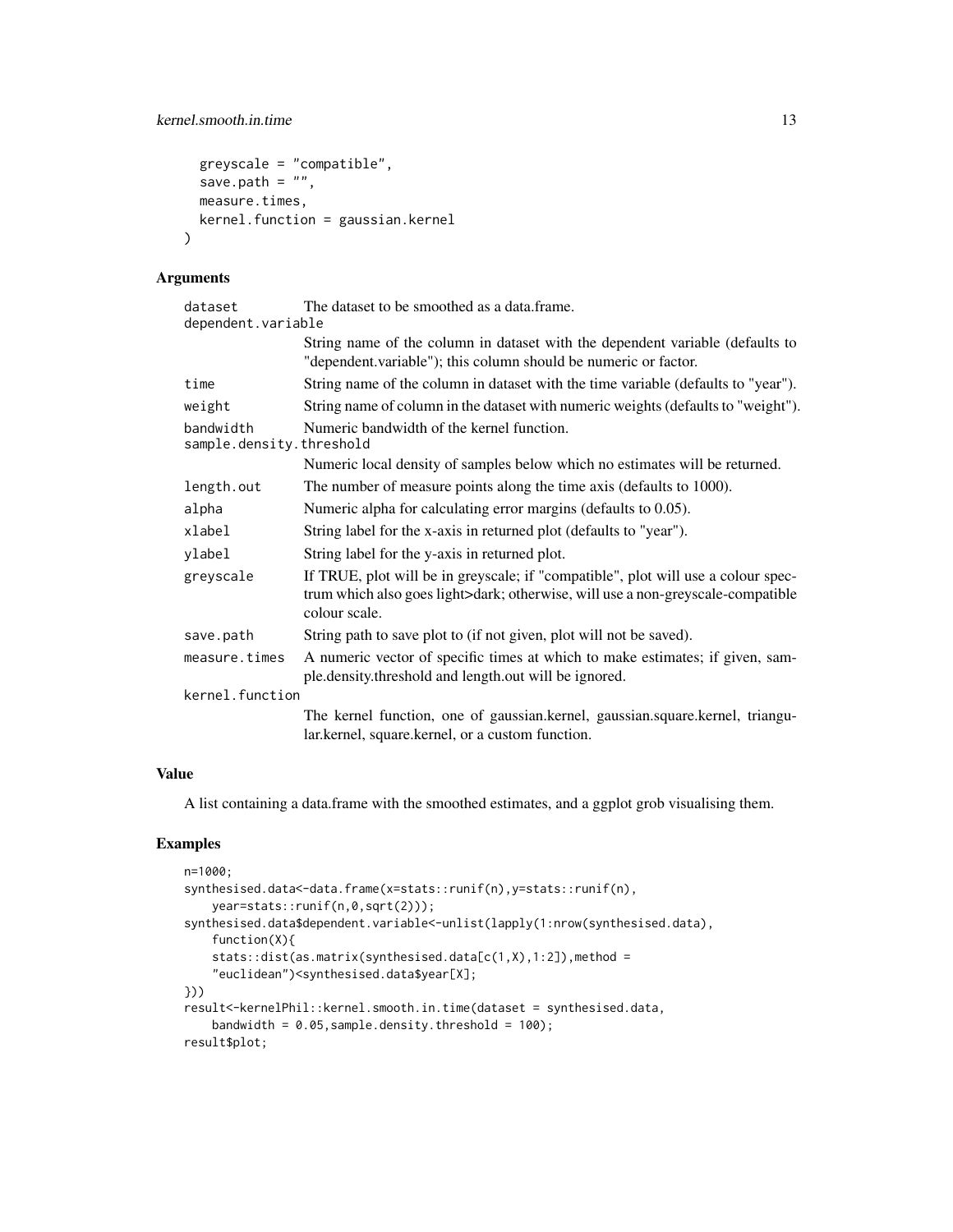```
  greyscale = "compatible",
  save.path = "",
  measure.times,
  kernel.function = gaussian.kernel
)
```

## Arguments

| | |
|---|---|
| dataset | The dataset to be smoothed as a data.frame. |
| dependent.variable | String name of the column in dataset with the dependent variable (defaults to "dependent.variable"); this column should be numeric or factor. |
| time | String name of the column in dataset with the time variable (defaults to "year"). |
| weight | String name of column in the dataset with numeric weights (defaults to "weight"). |
| bandwidth | Numeric bandwidth of the kernel function. |
| sample.density.threshold | Numeric local density of samples below which no estimates will be returned. |
| length.out | The number of measure points along the time axis (defaults to 1000). |
| alpha | Numeric alpha for calculating error margins (defaults to 0.05). |
| xlabel | String label for the x-axis in returned plot (defaults to "year"). |
| ylabel | String label for the y-axis in returned plot. |
| greyscale | If TRUE, plot will be in greyscale; if "compatible", plot will use a colour spectrum which also goes light>dark; otherwise, will use a non-greyscale-compatible colour scale. |
| save.path | String path to save plot to (if not given, plot will not be saved). |
| measure.times | A numeric vector of specific times at which to make estimates; if given, sample.density.threshold and length.out will be ignored. |
| kernel.function | The kernel function, one of gaussian.kernel, gaussian.square.kernel, triangular.kernel, square.kernel, or a custom function. |

## Value

A list containing a data.frame with the smoothed estimates, and a ggplot grob visualising them.

## Examples

```
n=1000;
synthesised.data<-data.frame(x=stats::runif(n),y=stats::runif(n),
    year=stats::runif(n,0,sqrt(2)));
synthesised.data$dependent.variable<-unlist(lapply(1:nrow(synthesised.data),
    function(X){
    stats::dist(as.matrix(synthesised.data[c(1,X),1:2]),method =
    "euclidean")<synthesised.data$year[X];
}))
result<-kernelPhil::kernel.smooth.in.time(dataset = synthesised.data,
    bandwidth = 0.05,sample.density.threshold = 100);
result$plot;
```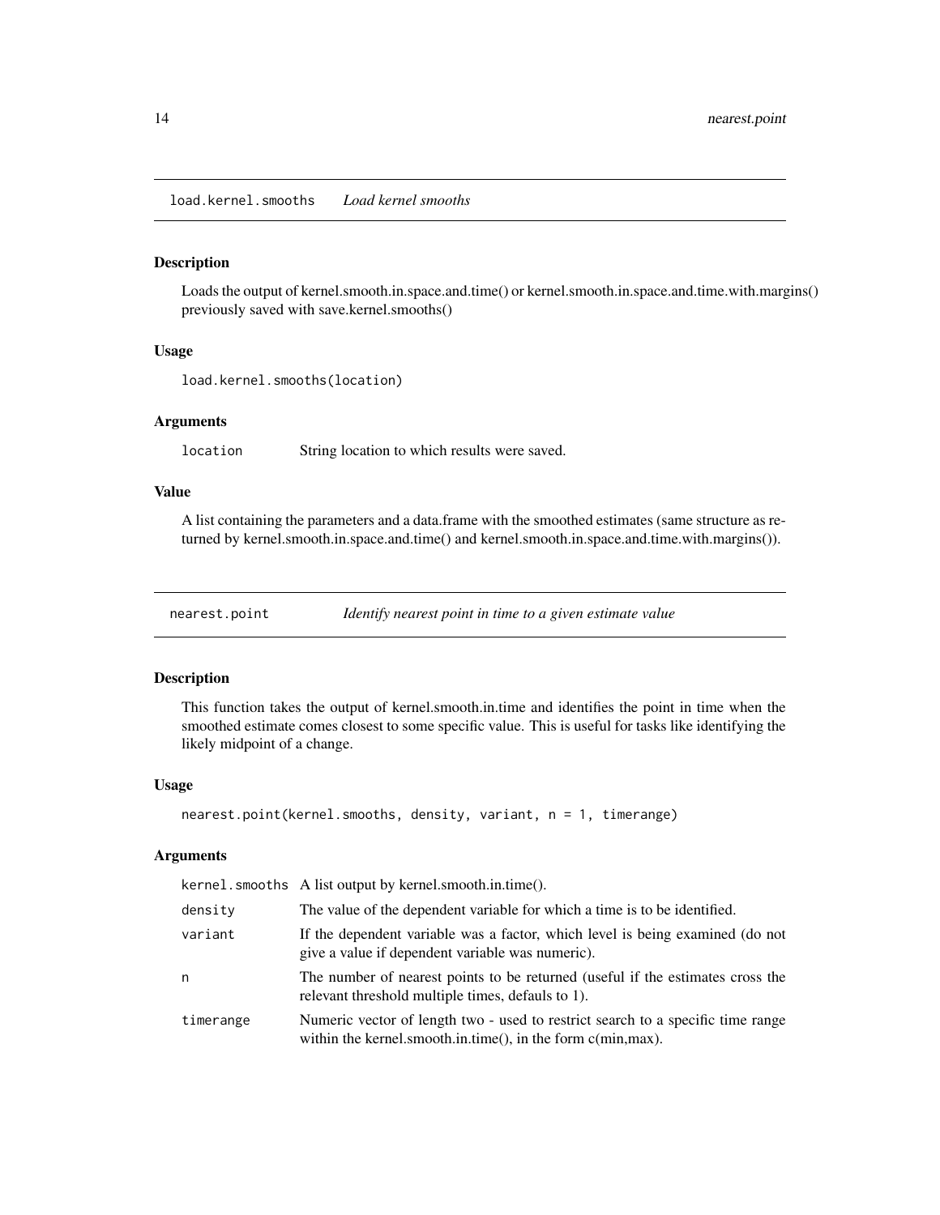## load.kernel.smooths *Load kernel smooths*

### Description

Loads the output of kernel.smooth.in.space.and.time() or kernel.smooth.in.space.and.time.with.margins() previously saved with save.kernel.smooths()

### Usage

```
load.kernel.smooths(location)
```

### Arguments

| | |
|---|---|
| location | String location to which results were saved. |

### Value

A list containing the parameters and a data.frame with the smoothed estimates (same structure as returned by kernel.smooth.in.space.and.time() and kernel.smooth.in.space.and.time.with.margins()).

## nearest.point *Identify nearest point in time to a given estimate value*

### Description

This function takes the output of kernel.smooth.in.time and identifies the point in time when the smoothed estimate comes closest to some specific value. This is useful for tasks like identifying the likely midpoint of a change.

### Usage

```
nearest.point(kernel.smooths, density, variant, n = 1, timerange)
```

### Arguments

| | |
|---|---|
| kernel.smooths | A list output by kernel.smooth.in.time(). |
| density | The value of the dependent variable for which a time is to be identified. |
| variant | If the dependent variable was a factor, which level is being examined (do not give a value if dependent variable was numeric). |
| n | The number of nearest points to be returned (useful if the estimates cross the relevant threshold multiple times, defauls to 1). |
| timerange | Numeric vector of length two - used to restrict search to a specific time range within the kernel.smooth.in.time(), in the form c(min,max). |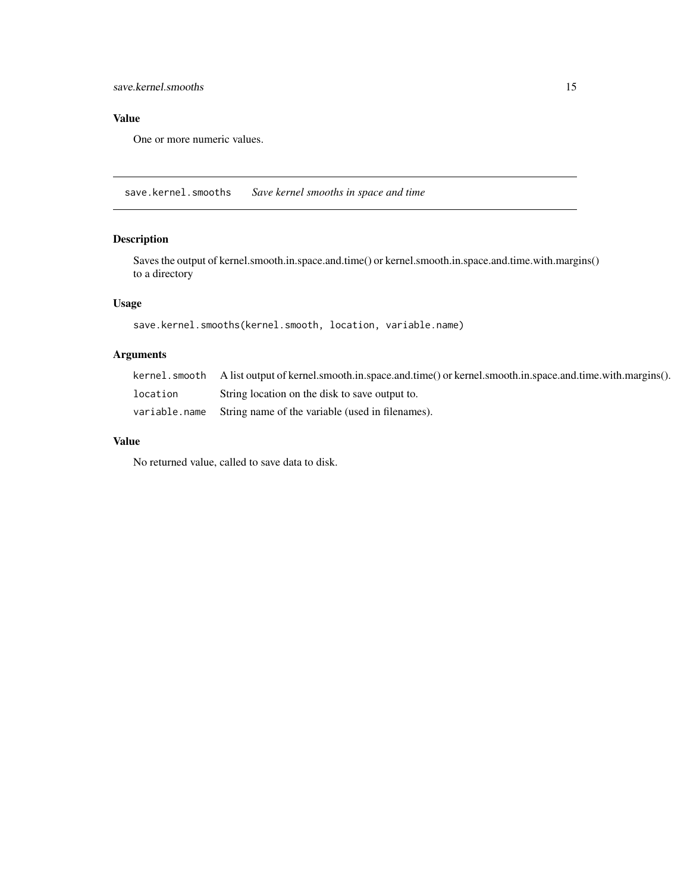### Value

One or more numeric values.

---

## save.kernel.smooths — *Save kernel smooths in space and time*

---

### Description

Saves the output of kernel.smooth.in.space.and.time() or kernel.smooth.in.space.and.time.with.margins() to a directory

### Usage

```
save.kernel.smooths(kernel.smooth, location, variable.name)
```

### Arguments

| | |
|---|---|
| `kernel.smooth` | A list output of kernel.smooth.in.space.and.time() or kernel.smooth.in.space.and.time.with.margins(). |
| `location` | String location on the disk to save output to. |
| `variable.name` | String name of the variable (used in filenames). |

### Value

No returned value, called to save data to disk.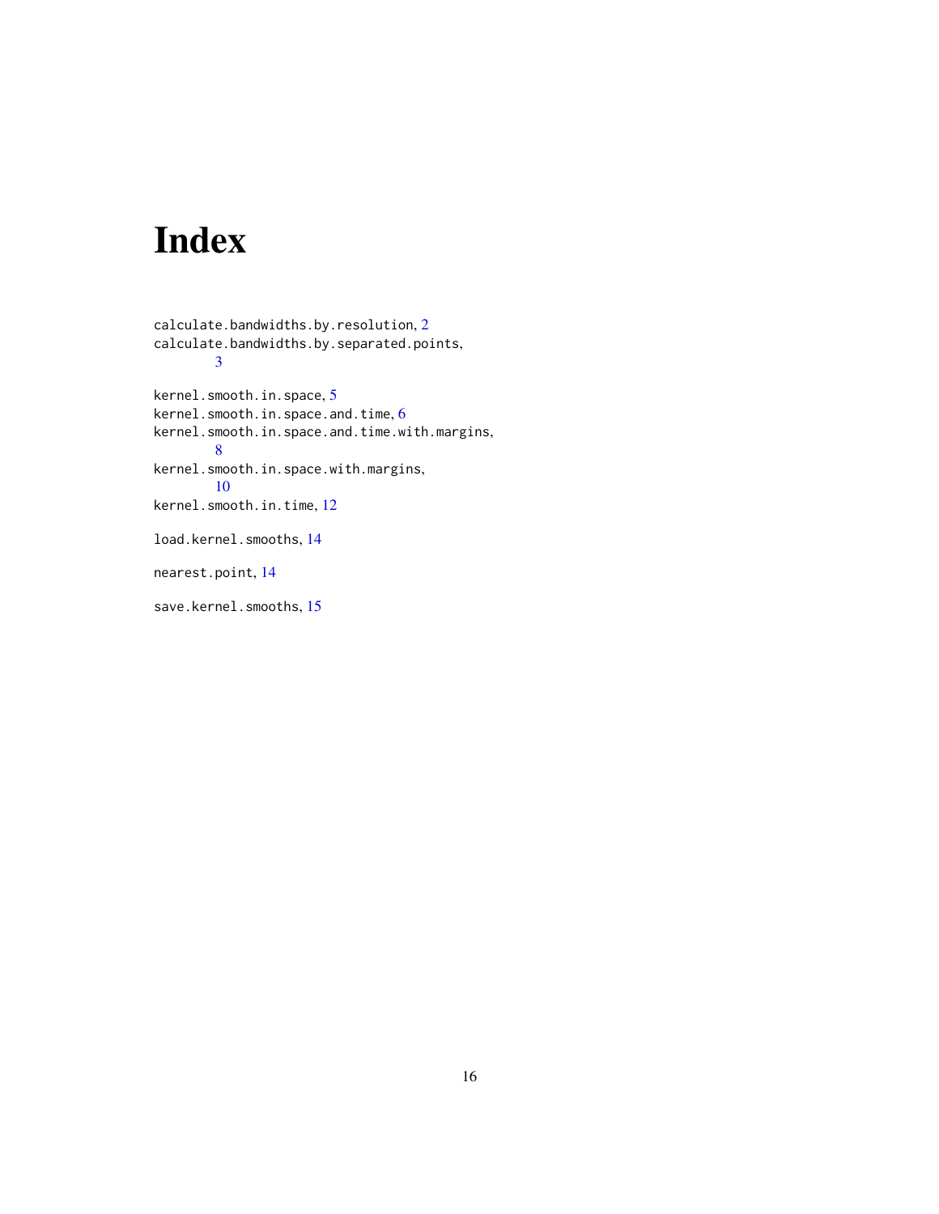# Index

calculate.bandwidths.by.resolution, 2
calculate.bandwidths.by.separated.points, 3

kernel.smooth.in.space, 5
kernel.smooth.in.space.and.time, 6
kernel.smooth.in.space.and.time.with.margins, 8
kernel.smooth.in.space.with.margins, 10
kernel.smooth.in.time, 12

load.kernel.smooths, 14

nearest.point, 14

save.kernel.smooths, 15